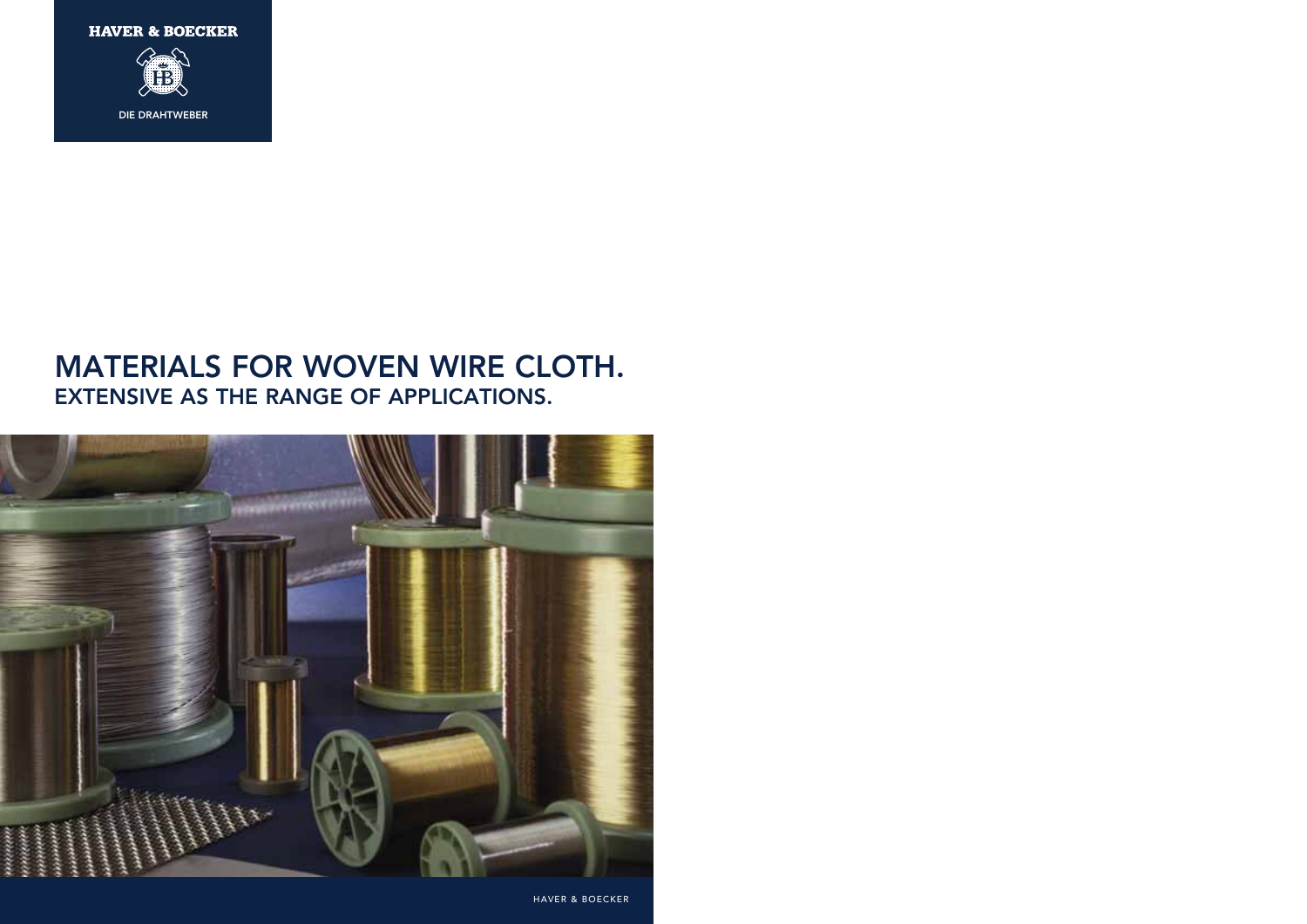HAVER & BOECKER

DIE DRAHTWEBER

# MATERIALS FOR WOVEN WIRE CLOTH.
## EXTENSIVE AS THE RANGE OF APPLICATIONS.

HAVER & BOECKER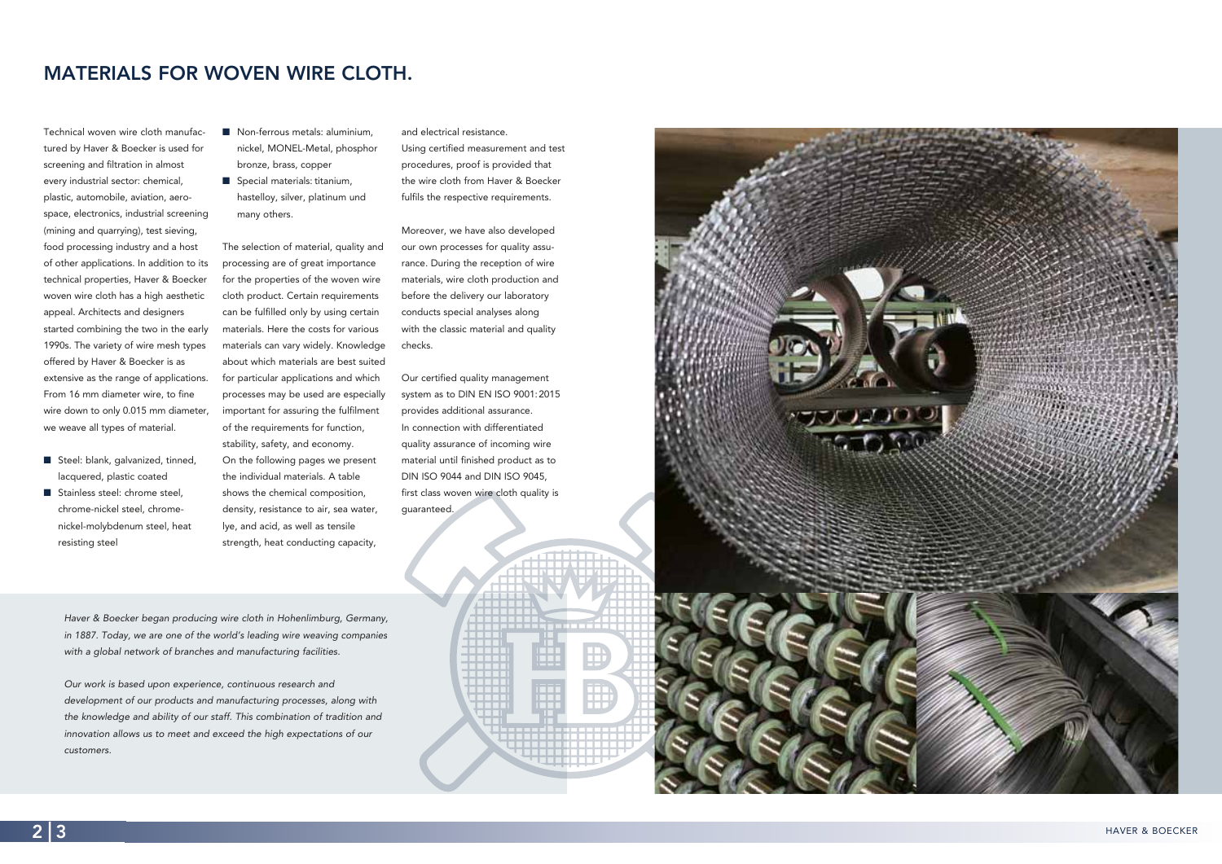# MATERIALS FOR WOVEN WIRE CLOTH.

Technical woven wire cloth manufactured by Haver & Boecker is used for screening and filtration in almost every industrial sector: chemical, plastic, automobile, aviation, aerospace, electronics, industrial screening (mining and quarrying), test sieving, food processing industry and a host of other applications. In addition to its technical properties, Haver & Boecker woven wire cloth has a high aesthetic appeal. Architects and designers started combining the two in the early 1990s. The variety of wire mesh types offered by Haver & Boecker is as extensive as the range of applications. From 16 mm diameter wire, to fine wire down to only 0.015 mm diameter, we weave all types of material.

- Steel: blank, galvanized, tinned, lacquered, plastic coated
- Stainless steel: chrome steel, chrome-nickel steel, chrome-nickel-molybdenum steel, heat resisting steel
- Non-ferrous metals: aluminium, nickel, MONEL-Metal, phosphor bronze, brass, copper
- Special materials: titanium, hastelloy, silver, platinum und many others.

The selection of material, quality and processing are of great importance for the properties of the woven wire cloth product. Certain requirements can be fulfilled only by using certain materials. Here the costs for various materials can vary widely. Knowledge about which materials are best suited for particular applications and which processes may be used are especially important for assuring the fulfilment of the requirements for function, stability, safety, and economy. On the following pages we present the individual materials. A table shows the chemical composition, density, resistance to air, sea water, lye, and acid, as well as tensile strength, heat conducting capacity, and electrical resistance. Using certified measurement and test procedures, proof is provided that the wire cloth from Haver & Boecker fulfils the respective requirements.

Moreover, we have also developed our own processes for quality assurance. During the reception of wire materials, wire cloth production and before the delivery our laboratory conducts special analyses along with the classic material and quality checks.

Our certified quality management system as to DIN EN ISO 9001:2015 provides additional assurance. In connection with differentiated quality assurance of incoming wire material until finished product as to DIN ISO 9044 and DIN ISO 9045, first class woven wire cloth quality is guaranteed.

*Haver & Boecker began producing wire cloth in Hohenlimburg, Germany, in 1887. Today, we are one of the world's leading wire weaving companies with a global network of branches and manufacturing facilities.*

*Our work is based upon experience, continuous research and development of our products and manufacturing processes, along with the knowledge and ability of our staff. This combination of tradition and innovation allows us to meet and exceed the high expectations of our customers.*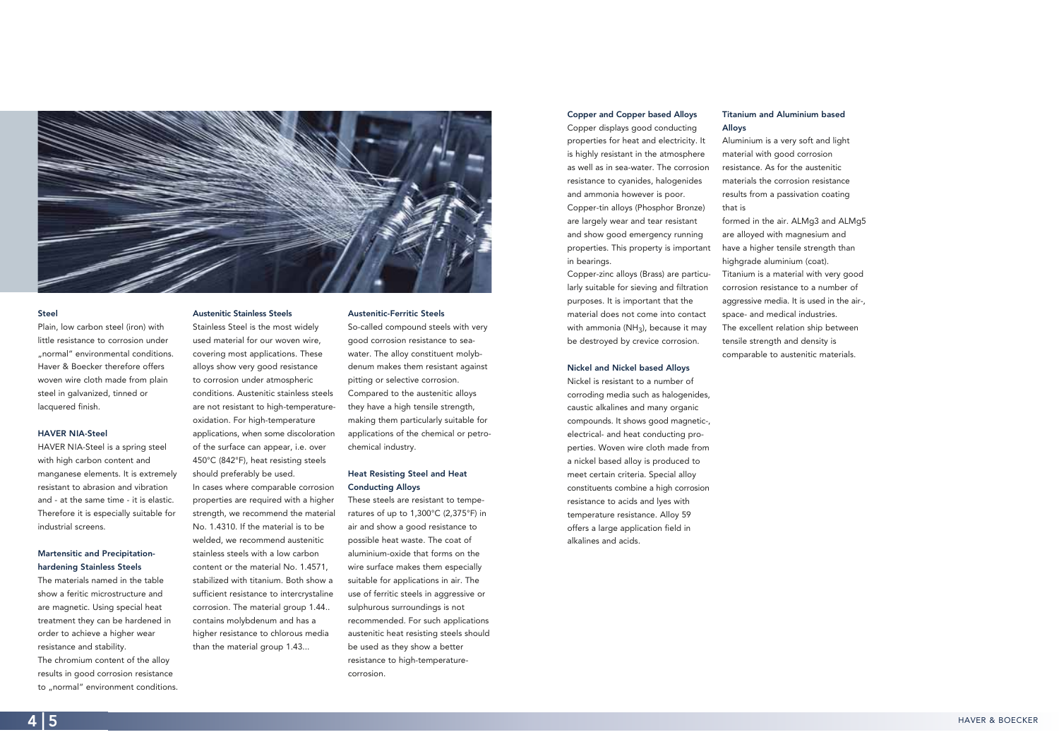### Steel

Plain, low carbon steel (iron) with little resistance to corrosion under „normal" environmental conditions. Haver & Boecker therefore offers woven wire cloth made from plain steel in galvanized, tinned or lacquered finish.

### HAVER NIA-Steel

HAVER NIA-Steel is a spring steel with high carbon content and manganese elements. It is extremely resistant to abrasion and vibration and - at the same time - it is elastic. Therefore it is especially suitable for industrial screens.

### Martensitic and Precipitation-hardening Stainless Steels

The materials named in the table show a feritic microstructure and are magnetic. Using special heat treatment they can be hardened in order to achieve a higher wear resistance and stability.
The chromium content of the alloy results in good corrosion resistance to „normal" environment conditions.

### Austenitic Stainless Steels

Stainless Steel is the most widely used material for our woven wire, covering most applications. These alloys show very good resistance to corrosion under atmospheric conditions. Austenitic stainless steels are not resistant to high-temperature-oxidation. For high-temperature applications, when some discoloration of the surface can appear, i.e. over 450°C (842°F), heat resisting steels should preferably be used.
In cases where comparable corrosion properties are required with a higher strength, we recommend the material No. 1.4310. If the material is to be welded, we recommend austenitic stainless steels with a low carbon content or the material No. 1.4571, stabilized with titanium. Both show a sufficient resistance to intercrystaline corrosion. The material group 1.44.. contains molybdenum and has a higher resistance to chlorous media than the material group 1.43...

### Austenitic-Ferritic Steels

So-called compound steels with very good corrosion resistance to sea-water. The alloy constituent molybdenum makes them resistant against pitting or selective corrosion. Compared to the austenitic alloys they have a high tensile strength, making them particularly suitable for applications of the chemical or petro-chemical industry.

### Heat Resisting Steel and Heat Conducting Alloys

These steels are resistant to temperatures of up to 1,300°C (2,375°F) in air and show a good resistance to possible heat waste. The coat of aluminium-oxide that forms on the wire surface makes them especially suitable for applications in air. The use of ferritic steels in aggressive or sulphurous surroundings is not recommended. For such applications austenitic heat resisting steels should be used as they show a better resistance to high-temperature-corrosion.

### Copper and Copper based Alloys

Copper displays good conducting properties for heat and electricity. It is highly resistant in the atmosphere as well as in sea-water. The corrosion resistance to cyanides, halogenides and ammonia however is poor.
Copper-tin alloys (Phosphor Bronze) are largely wear and tear resistant and show good emergency running properties. This property is important in bearings.
Copper-zinc alloys (Brass) are particularly suitable for sieving and filtration purposes. It is important that the material does not come into contact with ammonia ($NH_3$), because it may be destroyed by crevice corrosion.

### Nickel and Nickel based Alloys

Nickel is resistant to a number of corroding media such as halogenides, caustic alkalines and many organic compounds. It shows good magnetic-, electrical- and heat conducting properties. Woven wire cloth made from a nickel based alloy is produced to meet certain criteria. Special alloy constituents combine a high corrosion resistance to acids and lyes with temperature resistance. Alloy 59 offers a large application field in alkalines and acids.

### Titanium and Aluminium based Alloys

Aluminium is a very soft and light material with good corrosion resistance. As for the austenitic materials the corrosion resistance results from a passivation coating that is formed in the air. ALMg3 and ALMg5 are alloyed with magnesium and have a higher tensile strength than highgrade aluminium (coat).
Titanium is a material with very good corrosion resistance to a number of aggressive media. It is used in the air-, space- and medical industries.
The excellent relation ship between tensile strength and density is comparable to austenitic materials.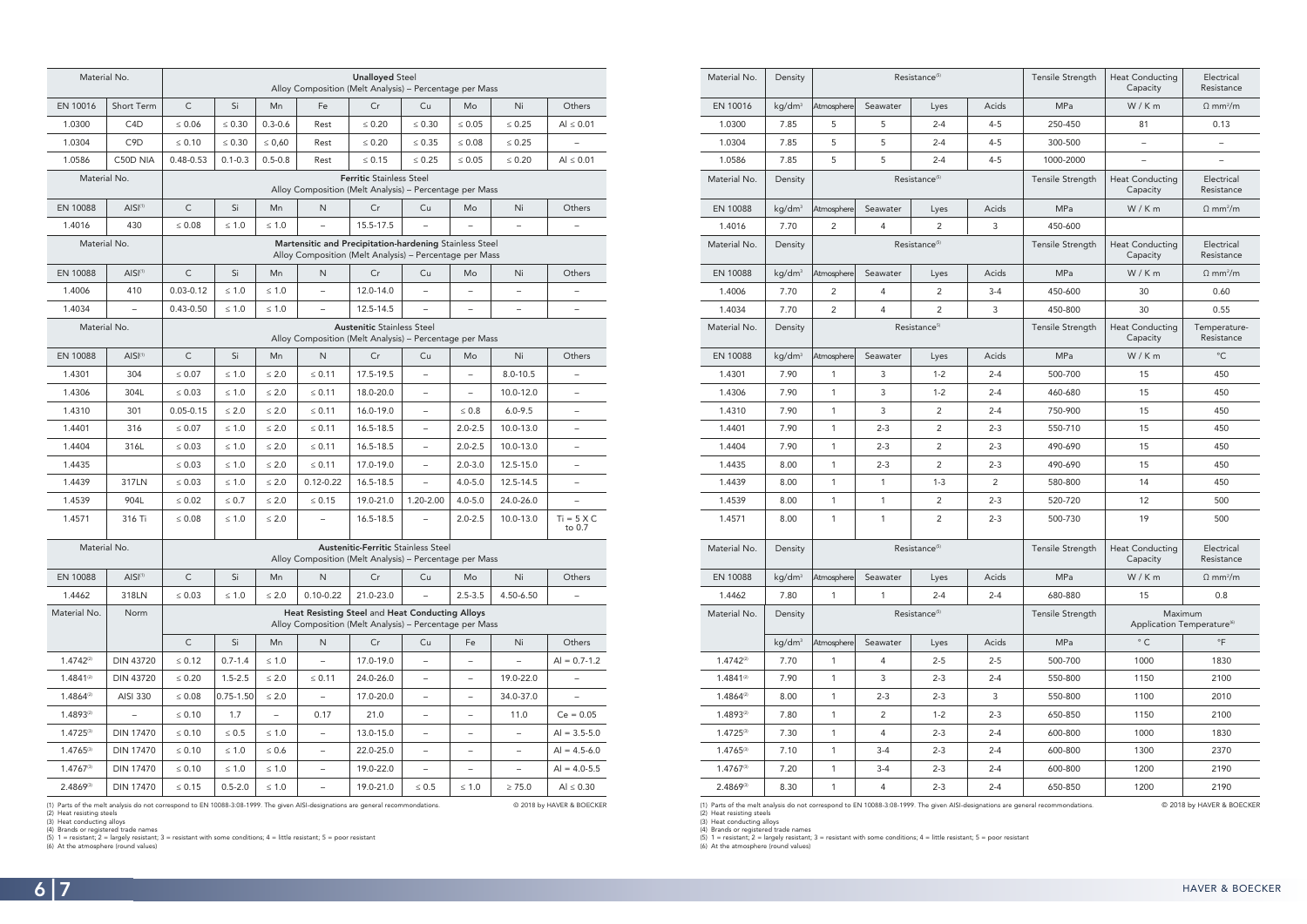| Material No. | | Unalloyed Steel Alloy Composition (Melt Analysis) – Percentage per Mass | | | | | | | | |
|---|---|---|---|---|---|---|---|---|---|---|
| EN 10016 | Short Term | C | Si | Mn | Fe | Cr | Cu | Mo | Ni | Others |
| 1.0300 | C4D | ≤ 0.06 | ≤ 0.30 | 0.3-0.6 | Rest | ≤ 0.20 | ≤ 0.30 | ≤ 0.05 | ≤ 0.25 | Al ≤ 0.01 |
| 1.0304 | C9D | ≤ 0.10 | ≤ 0.30 | ≤ 0,60 | Rest | ≤ 0.20 | ≤ 0.35 | ≤ 0.08 | ≤ 0.25 | – |
| 1.0586 | C50D NIA | 0.48-0.53 | 0.1-0.3 | 0.5-0.8 | Rest | ≤ 0.15 | ≤ 0.25 | ≤ 0.05 | ≤ 0.20 | Al ≤ 0.01 |

| Material No. | | Ferritic Stainless Steel Alloy Composition (Melt Analysis) – Percentage per Mass | | | | | | | | |
|---|---|---|---|---|---|---|---|---|---|---|
| EN 10088 | AISI[1] | C | Si | Mn | N | Cr | Cu | Mo | Ni | Others |
| 1.4016 | 430 | ≤ 0.08 | ≤ 1.0 | ≤ 1.0 | – | 15.5-17.5 | – | – | – | – |

| Material No. | | Martensitic and Precipitation-hardening Stainless Steel Alloy Composition (Melt Analysis) – Percentage per Mass | | | | | | | | |
|---|---|---|---|---|---|---|---|---|---|---|
| EN 10088 | AISI[1] | C | Si | Mn | N | Cr | Cu | Mo | Ni | Others |
| 1.4006 | 410 | 0.03-0.12 | ≤ 1.0 | ≤ 1.0 | – | 12.0-14.0 | – | – | – | – |
| 1.4034 | – | 0.43-0.50 | ≤ 1.0 | ≤ 1.0 | – | 12.5-14.5 | – | – | – | – |

| Material No. | | Austenitic Stainless Steel Alloy Composition (Melt Analysis) – Percentage per Mass | | | | | | | | |
|---|---|---|---|---|---|---|---|---|---|---|
| EN 10088 | AISI[1] | C | Si | Mn | N | Cr | Cu | Mo | Ni | Others |
| 1.4301 | 304 | ≤ 0.07 | ≤ 1.0 | ≤ 2.0 | ≤ 0.11 | 17.5-19.5 | – | – | 8.0-10.5 | – |
| 1.4306 | 304L | ≤ 0.03 | ≤ 1.0 | ≤ 2.0 | ≤ 0.11 | 18.0-20.0 | – | – | 10.0-12.0 | – |
| 1.4310 | 301 | 0.05-0.15 | ≤ 2.0 | ≤ 2.0 | ≤ 0.11 | 16.0-19.0 | – | ≤ 0.8 | 6.0-9.5 | – |
| 1.4401 | 316 | ≤ 0.07 | ≤ 1.0 | ≤ 2.0 | ≤ 0.11 | 16.5-18.5 | – | 2.0-2.5 | 10.0-13.0 | – |
| 1.4404 | 316L | ≤ 0.03 | ≤ 1.0 | ≤ 2.0 | ≤ 0.11 | 16.5-18.5 | – | 2.0-2.5 | 10.0-13.0 | – |
| 1.4435 | | ≤ 0.03 | ≤ 1.0 | ≤ 2.0 | ≤ 0.11 | 17.0-19.0 | – | 2.0-3.0 | 12.5-15.0 | – |
| 1.4439 | 317LN | ≤ 0.03 | ≤ 1.0 | ≤ 2.0 | 0.12-0.22 | 16.5-18.5 | – | 4.0-5.0 | 12.5-14.5 | – |
| 1.4539 | 904L | ≤ 0.02 | ≤ 0.7 | ≤ 2.0 | ≤ 0.15 | 19.0-21.0 | 1.20-2.00 | 4.0-5.0 | 24.0-26.0 | – |
| 1.4571 | 316 Ti | ≤ 0.08 | ≤ 1.0 | ≤ 2.0 | – | 16.5-18.5 | – | 2.0-2.5 | 10.0-13.0 | Ti = 5 X C to 0.7 |

| Material No. | | Austenitic-Ferritic Stainless Steel Alloy Composition (Melt Analysis) – Percentage per Mass | | | | | | | | |
|---|---|---|---|---|---|---|---|---|---|---|
| EN 10088 | AISI[1] | C | Si | Mn | N | Cr | Cu | Mo | Ni | Others |
| 1.4462 | 318LN | ≤ 0.03 | ≤ 1.0 | ≤ 2.0 | 0.10-0.22 | 21.0-23.0 | – | 2.5-3.5 | 4.50-6.50 | – |

| Material No. | Norm | Heat Resisting Steel and Heat Conducting Alloys Alloy Composition (Melt Analysis) – Percentage per Mass | | | | | | | | |
|---|---|---|---|---|---|---|---|---|---|---|
| | | C | Si | Mn | N | Cr | Cu | Fe | Ni | Others |
| 1.4742[2] | DIN 43720 | ≤ 0.12 | 0.7-1.4 | ≤ 1.0 | – | 17.0-19.0 | – | – | – | Al = 0.7-1.2 |
| 1.4841[2] | DIN 43720 | ≤ 0.20 | 1.5-2.5 | ≤ 2.0 | ≤ 0.11 | 24.0-26.0 | – | – | 19.0-22.0 | – |
| 1.4864[2] | AISI 330 | ≤ 0.08 | 0.75-1.50 | ≤ 2.0 | – | 17.0-20.0 | – | – | 34.0-37.0 | – |
| 1.4893[2] | – | ≤ 0.10 | 1.7 | – | 0.17 | 21.0 | – | – | 11.0 | Ce = 0.05 |
| 1.4725[3] | DIN 17470 | ≤ 0.10 | ≤ 0.5 | ≤ 1.0 | – | 13.0-15.0 | – | – | – | Al = 3.5-5.0 |
| 1.4765[3] | DIN 17470 | ≤ 0.10 | ≤ 1.0 | ≤ 0.6 | – | 22.0-25.0 | – | – | – | Al = 4.5-6.0 |
| 1.4767[3] | DIN 17470 | ≤ 0.10 | ≤ 1.0 | ≤ 1.0 | – | 19.0-22.0 | – | – | – | Al = 4.0-5.5 |
| 2.4869[3] | DIN 17470 | ≤ 0.15 | 0.5-2.0 | ≤ 1.0 | – | 19.0-21.0 | ≤ 0.5 | ≤ 1.0 | ≥ 75.0 | Al ≤ 0.30 |

(1) Parts of the melt analysis do not correspond to EN 10088-3:08-1999. The given AISI-designations are general recommendations.
(2) Heat resisting steels
(3) Heat conducting alloys
(4) Brands or registered trade names
(5) 1 = resistant; 2 = largely resistant; 3 = resistant with some conditions; 4 = little resistant; 5 = poor resistant
(6) At the atmosphere (round values)

© 2018 by HAVER & BOECKER

| Material No. | Density | Resistance[5] | | | | Tensile Strength | Heat Conducting Capacity | Electrical Resistance |
|---|---|---|---|---|---|---|---|---|
| EN 10016 | $kg/dm^3$ | Atmosphere | Seawater | Lyes | Acids | MPa | W / K m | $\Omega\ mm^2/m$ |
| 1.0300 | 7.85 | 5 | 5 | 2-4 | 4-5 | 250-450 | 81 | 0.13 |
| 1.0304 | 7.85 | 5 | 5 | 2-4 | 4-5 | 300-500 | – | – |
| 1.0586 | 7.85 | 5 | 5 | 2-4 | 4-5 | 1000-2000 | – | – |

| Material No. | Density | Resistance[5] | | | | Tensile Strength | Heat Conducting Capacity | Electrical Resistance |
|---|---|---|---|---|---|---|---|---|
| EN 10088 | $kg/dm^3$ | Atmosphere | Seawater | Lyes | Acids | MPa | W / K m | $\Omega\ mm^2/m$ |
| 1.4016 | 7.70 | 2 | 4 | 2 | 3 | 450-600 | | |

| Material No. | Density | Resistance[5] | | | | Tensile Strength | Heat Conducting Capacity | Electrical Resistance |
|---|---|---|---|---|---|---|---|---|
| EN 10088 | $kg/dm^3$ | Atmosphere | Seawater | Lyes | Acids | MPa | W / K m | $\Omega\ mm^2/m$ |
| 1.4006 | 7.70 | 2 | 4 | 2 | 3-4 | 450-600 | 30 | 0.60 |
| 1.4034 | 7.70 | 2 | 4 | 2 | 3 | 450-800 | 30 | 0.55 |

| Material No. | Density | Resistance[4] | | | | Tensile Strength | Heat Conducting Capacity | Temperature-Resistance |
|---|---|---|---|---|---|---|---|---|
| EN 10088 | $kg/dm^3$ | Atmosphere | Seawater | Lyes | Acids | MPa | W / K m | °C |
| 1.4301 | 7.90 | 1 | 3 | 1-2 | 2-4 | 500-700 | 15 | 450 |
| 1.4306 | 7.90 | 1 | 3 | 1-2 | 2-4 | 460-680 | 15 | 450 |
| 1.4310 | 7.90 | 1 | 3 | 2 | 2-4 | 750-900 | 15 | 450 |
| 1.4401 | 7.90 | 1 | 2-3 | 2 | 2-3 | 550-710 | 15 | 450 |
| 1.4404 | 7.90 | 1 | 2-3 | 2 | 2-3 | 490-690 | 15 | 450 |
| 1.4435 | 8.00 | 1 | 2-3 | 2 | 2-3 | 490-690 | 15 | 450 |
| 1.4439 | 8.00 | 1 | 1 | 1-3 | 2 | 580-800 | 14 | 450 |
| 1.4539 | 8.00 | 1 | 1 | 2 | 2-3 | 520-720 | 12 | 500 |
| 1.4571 | 8.00 | 1 | 1 | 2 | 2-3 | 500-730 | 19 | 500 |

| Material No. | Density | Resistance[5] | | | | Tensile Strength | Heat Conducting Capacity | Electrical Resistance |
|---|---|---|---|---|---|---|---|---|
| EN 10088 | $kg/dm^3$ | Atmosphere | Seawater | Lyes | Acids | MPa | W / K m | $\Omega\ mm^2/m$ |
| 1.4462 | 7.80 | 1 | 1 | 2-4 | 2-4 | 680-880 | 15 | 0.8 |

| Material No. | Density | Resistance[5] | | | | Tensile Strength | Maximum Application Temperature[6] | |
|---|---|---|---|---|---|---|---|---|
| | $kg/dm^3$ | Atmosphere | Seawater | Lyes | Acids | MPa | ° C | °F |
| 1.4742[2] | 7.70 | 1 | 4 | 2-5 | 2-5 | 500-700 | 1000 | 1830 |
| 1.4841[2] | 7.90 | 1 | 3 | 2-3 | 2-4 | 550-800 | 1150 | 2100 |
| 1.4864[2] | 8.00 | 1 | 2-3 | 2-3 | 3 | 550-800 | 1100 | 2010 |
| 1.4893[2] | 7.80 | 1 | 2 | 1-2 | 2-3 | 650-850 | 1150 | 2100 |
| 1.4725[3] | 7.30 | 1 | 4 | 2-3 | 2-4 | 600-800 | 1000 | 1830 |
| 1.4765[3] | 7.10 | 1 | 3-4 | 2-3 | 2-4 | 600-800 | 1300 | 2370 |
| 1.4767[3] | 7.20 | 1 | 3-4 | 2-3 | 2-4 | 600-800 | 1200 | 2190 |
| 2.4869[3] | 8.30 | 1 | 4 | 2-3 | 2-4 | 650-850 | 1200 | 2190 |

(1) Parts of the melt analysis do not correspond to EN 10088-3:08-1999. The given AISI-designations are general recommendations.
(2) Heat resisting steels
(3) Heat conducting alloys
(4) Brands or registered trade names
(5) 1 = resistant; 2 = largely resistant; 3 = resistant with some conditions; 4 = little resistant; 5 = poor resistant
(6) At the atmosphere (round values)

© 2018 by HAVER & BOECKER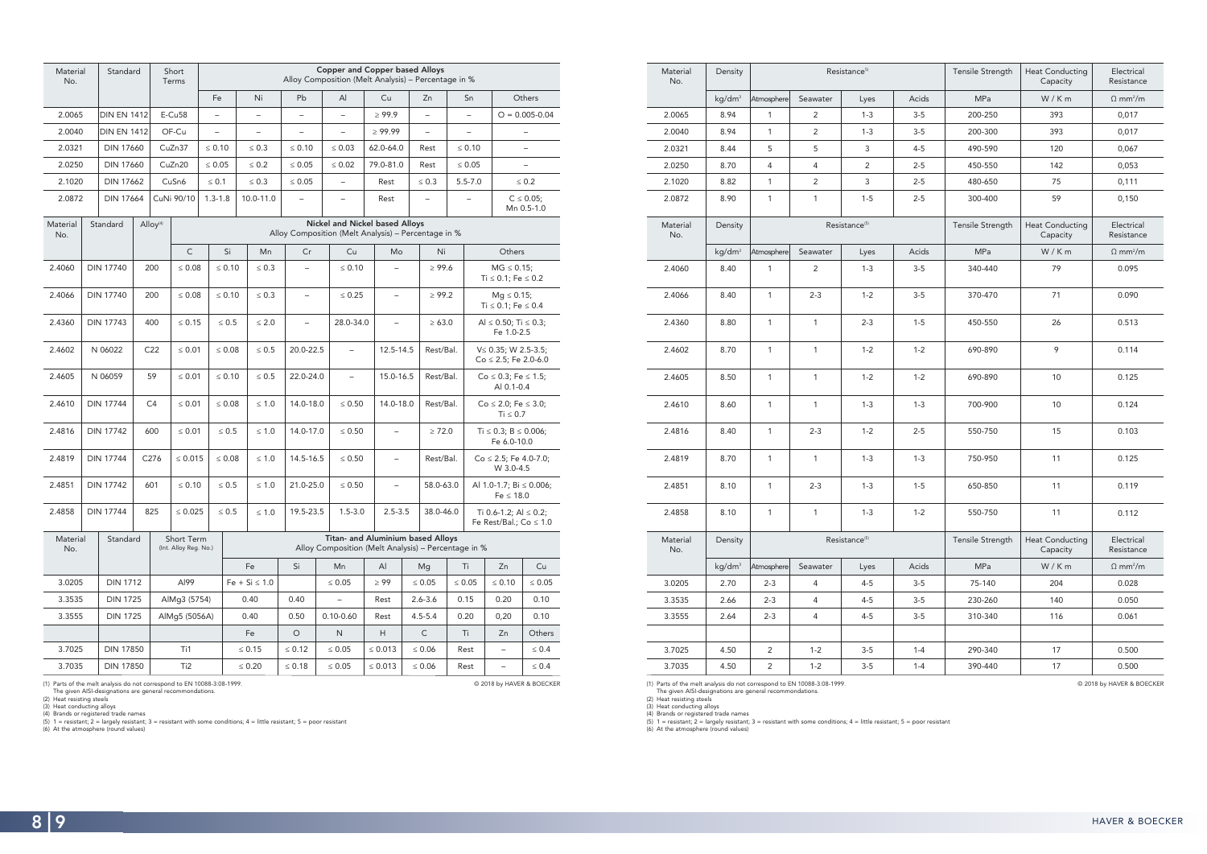| Material No. | Standard | Short Terms | Copper and Copper based Alloys Alloy Composition (Melt Analysis) – Percentage in % | | | | | | | |
|---|---|---|---|---|---|---|---|---|---|---|
| | | | Fe | Ni | Pb | Al | Cu | Zn | Sn | Others |
| 2.0065 | DIN EN 1412 | E-Cu58 | – | – | – | – | ≥ 99.9 | – | – | O = 0.005-0.04 |
| 2.0040 | DIN EN 1412 | OF-Cu | – | – | – | – | ≥ 99.99 | – | – | – |
| 2.0321 | DIN 17660 | CuZn37 | ≤ 0.10 | ≤ 0.3 | ≤ 0.10 | ≤ 0.03 | 62.0-64.0 | Rest | ≤ 0.10 | – |
| 2.0250 | DIN 17660 | CuZn20 | ≤ 0.05 | ≤ 0.2 | ≤ 0.05 | ≤ 0.02 | 79.0-81.0 | Rest | ≤ 0.05 | – |
| 2.1020 | DIN 17662 | CuSn6 | ≤ 0.1 | ≤ 0.3 | ≤ 0.05 | – | Rest | ≤ 0.3 | 5.5-7.0 | ≤ 0.2 |
| 2.0872 | DIN 17664 | CuNi 90/10 | 1.3-1.8 | 10.0-11.0 | – | – | Rest | – | – | C ≤ 0.05; Mn 0.5-1.0 |

| Material No. | Standard | Alloy[4] | Nickel and Nickel based Alloys Alloy Composition (Melt Analysis) – Percentage in % | | | | | | | |
|---|---|---|---|---|---|---|---|---|---|---|
| | | | C | Si | Mn | Cr | Cu | Mo | Ni | Others |
| 2.4060 | DIN 17740 | 200 | ≤ 0.08 | ≤ 0.10 | ≤ 0.3 | – | ≤ 0.10 | – | ≥ 99.6 | MG ≤ 0.15; Ti ≤ 0.1; Fe ≤ 0.2 |
| 2.4066 | DIN 17740 | 200 | ≤ 0.08 | ≤ 0.10 | ≤ 0.3 | – | ≤ 0.25 | – | ≥ 99.2 | Mg ≤ 0.15; Ti ≤ 0.1; Fe ≤ 0.4 |
| 2.4360 | DIN 17743 | 400 | ≤ 0.15 | ≤ 0.5 | ≤ 2.0 | – | 28.0-34.0 | – | ≥ 63.0 | Al ≤ 0.50; Ti ≤ 0.3; Fe 1.0-2.5 |
| 2.4602 | N 06022 | C22 | ≤ 0.01 | ≤ 0.08 | ≤ 0.5 | 20.0-22.5 | – | 12.5-14.5 | Rest/Bal. | V≤ 0.35; W 2.5-3.5; Co ≤ 2.5; Fe 2.0-6.0 |
| 2.4605 | N 06059 | 59 | ≤ 0.01 | ≤ 0.10 | ≤ 0.5 | 22.0-24.0 | – | 15.0-16.5 | Rest/Bal. | Co ≤ 0.3; Fe ≤ 1.5; Al 0.1-0.4 |
| 2.4610 | DIN 17744 | C4 | ≤ 0.01 | ≤ 0.08 | ≤ 1.0 | 14.0-18.0 | ≤ 0.50 | 14.0-18.0 | Rest/Bal. | Co ≤ 2.0; Fe ≤ 3.0; Ti ≤ 0.7 |
| 2.4816 | DIN 17742 | 600 | ≤ 0.01 | ≤ 0.5 | ≤ 1.0 | 14.0-17.0 | ≤ 0.50 | – | ≥ 72.0 | Ti ≤ 0.3; B ≤ 0.006; Fe 6.0-10.0 |
| 2.4819 | DIN 17744 | C276 | ≤ 0.015 | ≤ 0.08 | ≤ 1.0 | 14.5-16.5 | ≤ 0.50 | – | Rest/Bal. | Co ≤ 2.5; Fe 4.0-7.0; W 3.0-4.5 |
| 2.4851 | DIN 17742 | 601 | ≤ 0.10 | ≤ 0.5 | ≤ 1.0 | 21.0-25.0 | ≤ 0.50 | – | 58.0-63.0 | Al 1.0-1.7; Bi ≤ 0.006; Fe ≤ 18.0 |
| 2.4858 | DIN 17744 | 825 | ≤ 0.025 | ≤ 0.5 | ≤ 1.0 | 19.5-23.5 | 1.5-3.0 | 2.5-3.5 | 38.0-46.0 | Ti 0.6-1.2; Al ≤ 0.2; Fe Rest/Bal.; Co ≤ 1.0 |

| Material No. | Standard | Short Term (Int. Alloy Reg. No.) | Titan- and Aluminium based Alloys Alloy Composition (Melt Analysis) – Percentage in % | | | | | | | |
|---|---|---|---|---|---|---|---|---|---|---|
| | | | Fe | Si | Mn | Al | Mg | Ti | Zn | Cu |
| 3.0205 | DIN 1712 | Al99 | Fe + Si ≤ 1.0 | | ≤ 0.05 | ≥ 99 | ≤ 0.05 | ≤ 0.05 | ≤ 0.10 | ≤ 0.05 |
| 3.3535 | DIN 1725 | AlMg3 (5754) | 0.40 | 0.40 | – | Rest | 2.6-3.6 | 0.15 | 0.20 | 0.10 |
| 3.3555 | DIN 1725 | AlMg5 (5056A) | 0.40 | 0.50 | 0.10-0.60 | Rest | 4.5-5.4 | 0.20 | 0,20 | 0.10 |
| | | | Fe | O | N | H | C | Ti | Zn | Others |
| 3.7025 | DIN 17850 | Ti1 | ≤ 0.15 | ≤ 0.12 | ≤ 0.05 | ≤ 0.013 | ≤ 0.06 | Rest | – | ≤ 0.4 |
| 3.7035 | DIN 17850 | Ti2 | ≤ 0.20 | ≤ 0.18 | ≤ 0.05 | ≤ 0.013 | ≤ 0.06 | Rest | – | ≤ 0.4 |

(1) Parts of the melt analysis do not correspond to EN 10088-3:08-1999.
The given AISI-designations are general recommendations.
(2) Heat resisting steels
(3) Heat conducting alloys
(4) Brands or registered trade names
(5) 1 = resistant; 2 = largely resistant; 3 = resistant with some conditions; 4 = little resistant; 5 = poor resistant
(6) At the atmosphere (round values)

© 2018 by HAVER & BOECKER

| Material No. | Density | Resistance[5] | | | | Tensile Strength | Heat Conducting Capacity | Electrical Resistance |
|---|---|---|---|---|---|---|---|---|
| | kg/dm³ | Atmosphere | Seawater | Lyes | Acids | MPa | W / K m | Ω mm²/m |
| 2.0065 | 8.94 | 1 | 2 | 1-3 | 3-5 | 200-250 | 393 | 0,017 |
| 2.0040 | 8.94 | 1 | 2 | 1-3 | 3-5 | 200-300 | 393 | 0,017 |
| 2.0321 | 8.44 | 5 | 5 | 3 | 4-5 | 490-590 | 120 | 0,067 |
| 2.0250 | 8.70 | 4 | 4 | 2 | 2-5 | 450-550 | 142 | 0,053 |
| 2.1020 | 8.82 | 1 | 2 | 3 | 2-5 | 480-650 | 75 | 0,111 |
| 2.0872 | 8.90 | 1 | 1 | 1-5 | 2-5 | 300-400 | 59 | 0,150 |

| Material No. | Density | Resistance[5] | | | | Tensile Strength | Heat Conducting Capacity | Electrical Resistance |
|---|---|---|---|---|---|---|---|---|
| | kg/dm³ | Atmosphere | Seawater | Lyes | Acids | MPa | W / K m | Ω mm²/m |
| 2.4060 | 8.40 | 1 | 2 | 1-3 | 3-5 | 340-440 | 79 | 0.095 |
| 2.4066 | 8.40 | 1 | 2-3 | 1-2 | 3-5 | 370-470 | 71 | 0.090 |
| 2.4360 | 8.80 | 1 | 1 | 2-3 | 1-5 | 450-550 | 26 | 0.513 |
| 2.4602 | 8.70 | 1 | 1 | 1-2 | 1-2 | 690-890 | 9 | 0.114 |
| 2.4605 | 8.50 | 1 | 1 | 1-2 | 1-2 | 690-890 | 10 | 0.125 |
| 2.4610 | 8.60 | 1 | 1 | 1-3 | 1-3 | 700-900 | 10 | 0.124 |
| 2.4816 | 8.40 | 1 | 2-3 | 1-2 | 2-5 | 550-750 | 15 | 0.103 |
| 2.4819 | 8.70 | 1 | 1 | 1-3 | 1-3 | 750-950 | 11 | 0.125 |
| 2.4851 | 8.10 | 1 | 2-3 | 1-3 | 1-5 | 650-850 | 11 | 0.119 |
| 2.4858 | 8.10 | 1 | 1 | 1-3 | 1-2 | 550-750 | 11 | 0.112 |

| Material No. | Density | Resistance[5] | | | | Tensile Strength | Heat Conducting Capacity | Electrical Resistance |
|---|---|---|---|---|---|---|---|---|
| | kg/dm³ | Atmosphere | Seawater | Lyes | Acids | MPa | W / K m | Ω mm²/m |
| 3.0205 | 2.70 | 2-3 | 4 | 4-5 | 3-5 | 75-140 | 204 | 0.028 |
| 3.3535 | 2.66 | 2-3 | 4 | 4-5 | 3-5 | 230-260 | 140 | 0.050 |
| 3.3555 | 2.64 | 2-3 | 4 | 4-5 | 3-5 | 310-340 | 116 | 0.061 |
| | | | | | | | | |
| 3.7025 | 4.50 | 2 | 1-2 | 3-5 | 1-4 | 290-340 | 17 | 0.500 |
| 3.7035 | 4.50 | 2 | 1-2 | 3-5 | 1-4 | 390-440 | 17 | 0.500 |

(1) Parts of the melt analysis do not correspond to EN 10088-3:08-1999.
The given AISI-designations are general recommendations.
(2) Heat resisting steels
(3) Heat conducting alloys
(4) Brands or registered trade names
(5) 1 = resistant; 2 = largely resistant; 3 = resistant with some conditions; 4 = little resistant; 5 = poor resistant
(6) At the atmosphere (round values)

© 2018 by HAVER & BOECKER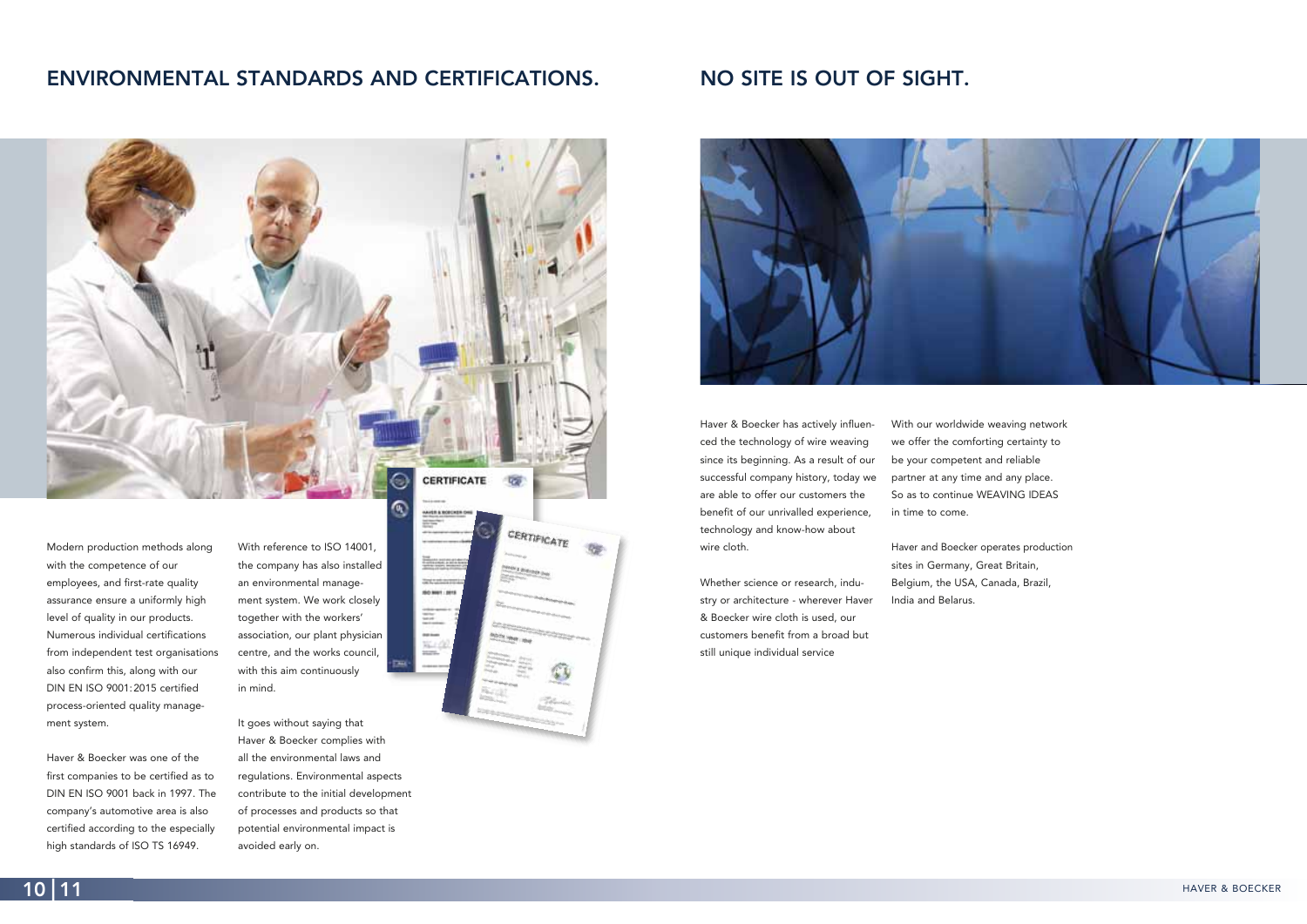## ENVIRONMENTAL STANDARDS AND CERTIFICATIONS.

Modern production methods along with the competence of our employees, and first-rate quality assurance ensure a uniformly high level of quality in our products. Numerous individual certifications from independent test organisations also confirm this, along with our DIN EN ISO 9001:2015 certified process-oriented quality management system.

Haver & Boecker was one of the first companies to be certified as to DIN EN ISO 9001 back in 1997. The company's automotive area is also certified according to the especially high standards of ISO TS 16949.

With reference to ISO 14001, the company has also installed an environmental management system. We work closely together with the workers' association, our plant physician centre, and the works council, with this aim continuously in mind.

It goes without saying that Haver & Boecker complies with all the environmental laws and regulations. Environmental aspects contribute to the initial development of processes and products so that potential environmental impact is avoided early on.

## NO SITE IS OUT OF SIGHT.

Haver & Boecker has actively influenced the technology of wire weaving since its beginning. As a result of our successful company history, today we are able to offer our customers the benefit of our unrivalled experience, technology and know-how about wire cloth.

Whether science or research, industry or architecture - wherever Haver & Boecker wire cloth is used, our customers benefit from a broad but still unique individual service

With our worldwide weaving network we offer the comforting certainty to be your competent and reliable partner at any time and any place. So as to continue WEAVING IDEAS in time to come.

Haver and Boecker operates production sites in Germany, Great Britain, Belgium, the USA, Canada, Brazil, India and Belarus.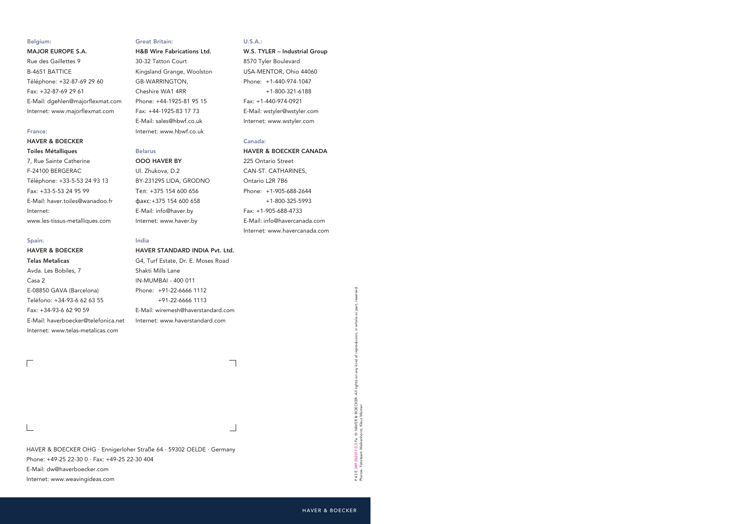**Belgium:**

**MAJOR EUROPE S.A.**
Rue des Gaillettes 9
B-4651 BATTICE
Téléphone: +32-87-69 29 60
Fax: +32-87-69 29 61
E-Mail: dgehlen@majorflexmat.com
Internet: www.majorflexmat.com

**France:**

**HAVER & BOECKER**
**Toiles Métalliques**
7, Rue Sainte Catherine
F-24100 BERGERAC
Téléphone: +33-5-53 24 93 13
Fax: +33-5-53 24 95 99
E-Mail: haver.toiles@wanadoo.fr
Internet:
www.les-tissus-metalliques.com

**Spain:**

**HAVER & BOECKER**
**Telas Metalicas**
Avda. Les Bobiles, 7
Casa 2
E-08850 GAVA (Barcelona)
Teléfono: +34-93-6 62 63 55
Fax: +34-93-6 62 90 59
E-Mail: haverboecker@telefonica.net
Internet: www.telas-metalicas.com

**Great Britain:**

**H&B Wire Fabrications Ltd.**
30-32 Tatton Court
Kingsland Grange, Woolston
GB-WARRINGTON,
Cheshire WA1 4RR
Phone: +44-1925-81 95 15
Fax: +44-1925-83 17 73
E-Mail: sales@hbwf.co.uk
Internet: www.hbwf.co.uk

**Belarus**

**OOO HAVER BY**
Ul. Zhukova, D.2
BY-231295 LIDA, GRODNO
Тел: +375 154 600 656
факс:+375 154 600 658
E-Mail: info@haver.by
Internet: www.haver.by

**India**

**HAVER STANDARD INDIA Pvt. Ltd.**
G4, Turf Estate, Dr. E. Moses Road
Shakti Mills Lane
IN-MUMBAI - 400 011
Phone: +91-22-6666 1112
+91-22-6666 1113
E-Mail: wiremesh@haverstandard.com
Internet: www.haverstandard.com

**U.S.A.:**

**W.S. TYLER – Industrial Group**
8570 Tyler Boulevard
USA-MENTOR, Ohio 44060
Phone: +1-440-974-1047
+1-800-321-6188
Fax: +1-440-974-0921
E-Mail: wstyler@wstyler.com
Internet: www.wstyler.com

**Canada:**

**HAVER & BOECKER CANADA**
225 Ontario Street
CAN-ST. CATHARINES,
Ontario L2R 7B6
Phone: +1-905-688-2644
+1-800-325-5993
Fax: +1-905-688-4733
E-Mail: info@havercanada.com
Internet: www.havercanada.com

HAVER & BOECKER OHG · Ennigerloher Straße 64 · 59302 OELDE · Germany
Phone: +49-25 22-30 0 · Fax: +49-25 22-30 404
E-Mail: dw@haverboecker.com
Internet: www.weavingideas.com

P 43 E 349 052017 0,5 Fe © HAVER & BOECKER. All rights on any kind of reproduction, in whole or part, reserved.
Photos: Fototeam Walkenhorst, Klaus Werner

HAVER & BOECKER